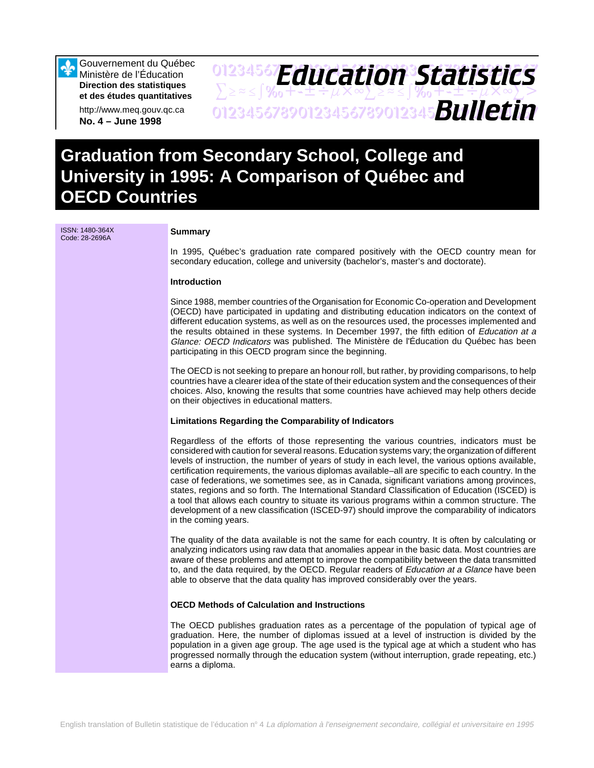Gouvernement du Québec
Ministère de l'Éducation
**Direction des statistiques et des études quantitatives**

http://www.meq.gouv.qc.ca
**No. 4 – June 1998**

# Education Statistics Bulletin

# Graduation from Secondary School, College and University in 1995: A Comparison of Québec and OECD Countries

ISSN: 1480-364X
Code: 28-2696A

### Summary

In 1995, Québec's graduation rate compared positively with the OECD country mean for secondary education, college and university (bachelor's, master's and doctorate).

### Introduction

Since 1988, member countries of the Organisation for Economic Co-operation and Development (OECD) have participated in updating and distributing education indicators on the context of different education systems, as well as on the resources used, the processes implemented and the results obtained in these systems. In December 1997, the fifth edition of *Education at a Glance: OECD Indicators* was published. The Ministère de l'Éducation du Québec has been participating in this OECD program since the beginning.

The OECD is not seeking to prepare an honour roll, but rather, by providing comparisons, to help countries have a clearer idea of the state of their education system and the consequences of their choices. Also, knowing the results that some countries have achieved may help others decide on their objectives in educational matters.

### Limitations Regarding the Comparability of Indicators

Regardless of the efforts of those representing the various countries, indicators must be considered with caution for several reasons. Education systems vary; the organization of different levels of instruction, the number of years of study in each level, the various options available, certification requirements, the various diplomas available–all are specific to each country. In the case of federations, we sometimes see, as in Canada, significant variations among provinces, states, regions and so forth. The International Standard Classification of Education (ISCED) is a tool that allows each country to situate its various programs within a common structure. The development of a new classification (ISCED-97) should improve the comparability of indicators in the coming years.

The quality of the data available is not the same for each country. It is often by calculating or analyzing indicators using raw data that anomalies appear in the basic data. Most countries are aware of these problems and attempt to improve the compatibility between the data transmitted to, and the data required, by the OECD. Regular readers of *Education at a Glance* have been able to observe that the data quality has improved considerably over the years.

### OECD Methods of Calculation and Instructions

The OECD publishes graduation rates as a percentage of the population of typical age of graduation. Here, the number of diplomas issued at a level of instruction is divided by the population in a given age group. The age used is the typical age at which a student who has progressed normally through the education system (without interruption, grade repeating, etc.) earns a diploma.

English translation of Bulletin statistique de l'éducation n° 4 *La diplomation à l'enseignement secondaire, collégial et universitaire en 1995*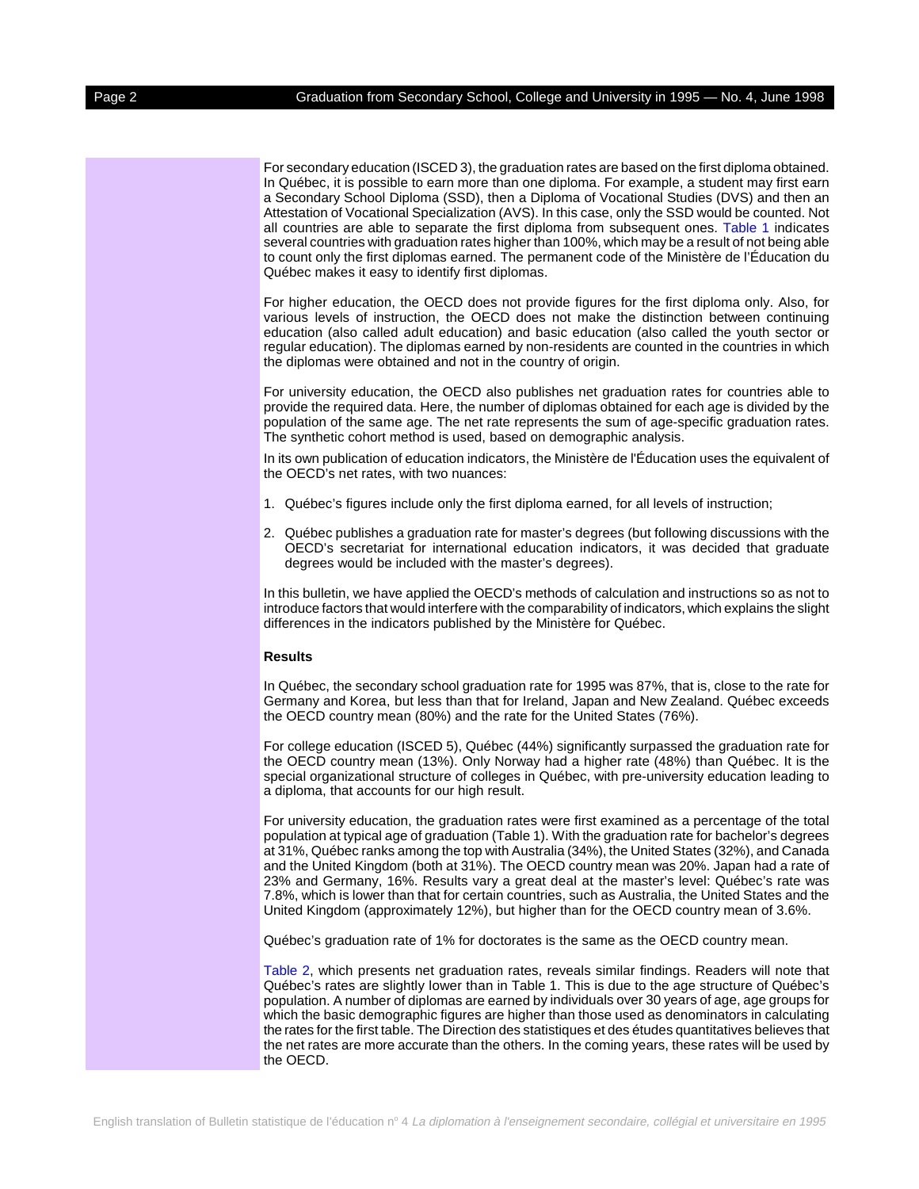For secondary education (ISCED 3), the graduation rates are based on the first diploma obtained. In Québec, it is possible to earn more than one diploma. For example, a student may first earn a Secondary School Diploma (SSD), then a Diploma of Vocational Studies (DVS) and then an Attestation of Vocational Specialization (AVS). In this case, only the SSD would be counted. Not all countries are able to separate the first diploma from subsequent ones. Table 1 indicates several countries with graduation rates higher than 100%, which may be a result of not being able to count only the first diplomas earned. The permanent code of the Ministère de l'Éducation du Québec makes it easy to identify first diplomas.

For higher education, the OECD does not provide figures for the first diploma only. Also, for various levels of instruction, the OECD does not make the distinction between continuing education (also called adult education) and basic education (also called the youth sector or regular education). The diplomas earned by non-residents are counted in the countries in which the diplomas were obtained and not in the country of origin.

For university education, the OECD also publishes net graduation rates for countries able to provide the required data. Here, the number of diplomas obtained for each age is divided by the population of the same age. The net rate represents the sum of age-specific graduation rates. The synthetic cohort method is used, based on demographic analysis.

In its own publication of education indicators, the Ministère de l'Éducation uses the equivalent of the OECD's net rates, with two nuances:

1. Québec's figures include only the first diploma earned, for all levels of instruction;
2. Québec publishes a graduation rate for master's degrees (but following discussions with the OECD's secretariat for international education indicators, it was decided that graduate degrees would be included with the master's degrees).

In this bulletin, we have applied the OECD's methods of calculation and instructions so as not to introduce factors that would interfere with the comparability of indicators, which explains the slight differences in the indicators published by the Ministère for Québec.

**Results**

In Québec, the secondary school graduation rate for 1995 was 87%, that is, close to the rate for Germany and Korea, but less than that for Ireland, Japan and New Zealand. Québec exceeds the OECD country mean (80%) and the rate for the United States (76%).

For college education (ISCED 5), Québec (44%) significantly surpassed the graduation rate for the OECD country mean (13%). Only Norway had a higher rate (48%) than Québec. It is the special organizational structure of colleges in Québec, with pre-university education leading to a diploma, that accounts for our high result.

For university education, the graduation rates were first examined as a percentage of the total population at typical age of graduation (Table 1). With the graduation rate for bachelor's degrees at 31%, Québec ranks among the top with Australia (34%), the United States (32%), and Canada and the United Kingdom (both at 31%). The OECD country mean was 20%. Japan had a rate of 23% and Germany, 16%. Results vary a great deal at the master's level: Québec's rate was 7.8%, which is lower than that for certain countries, such as Australia, the United States and the United Kingdom (approximately 12%), but higher than for the OECD country mean of 3.6%.

Québec's graduation rate of 1% for doctorates is the same as the OECD country mean.

Table 2, which presents net graduation rates, reveals similar findings. Readers will note that Québec's rates are slightly lower than in Table 1. This is due to the age structure of Québec's population. A number of diplomas are earned by individuals over 30 years of age, age groups for which the basic demographic figures are higher than those used as denominators in calculating the rates for the first table. The Direction des statistiques et des études quantitatives believes that the net rates are more accurate than the others. In the coming years, these rates will be used by the OECD.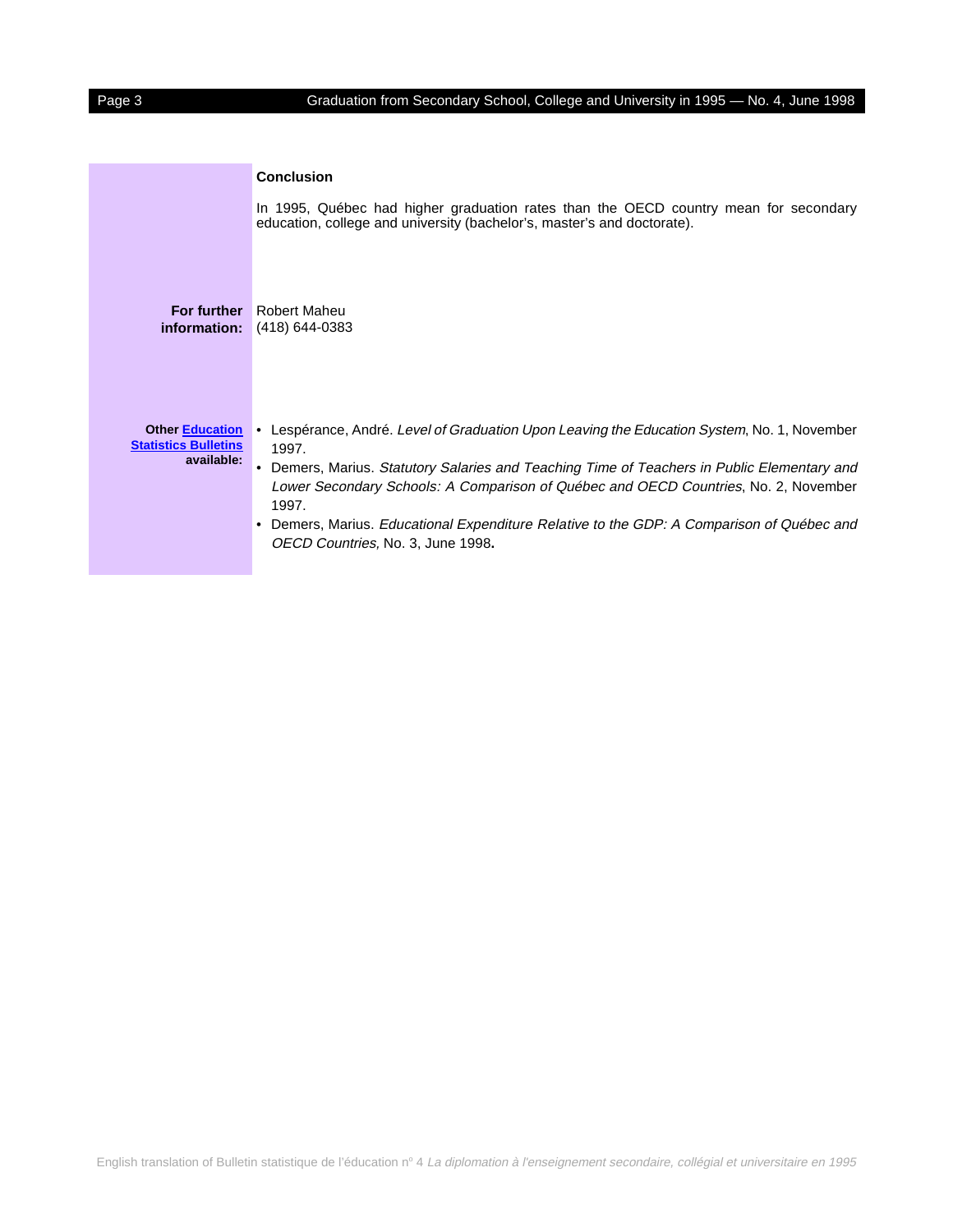## Conclusion

In 1995, Québec had higher graduation rates than the OECD country mean for secondary education, college and university (bachelor's, master's and doctorate).

**For further information:** Robert Maheu
(418) 644-0383

**Other Education Statistics Bulletins available:**

- Lespérance, André. *Level of Graduation Upon Leaving the Education System*, No. 1, November 1997.
- Demers, Marius. *Statutory Salaries and Teaching Time of Teachers in Public Elementary and Lower Secondary Schools: A Comparison of Québec and OECD Countries*, No. 2, November 1997.
- Demers, Marius. *Educational Expenditure Relative to the GDP: A Comparison of Québec and OECD Countries,* No. 3, June 1998**.**

English translation of Bulletin statistique de l'éducation n° 4 *La diplomation à l'enseignement secondaire, collégial et universitaire en 1995*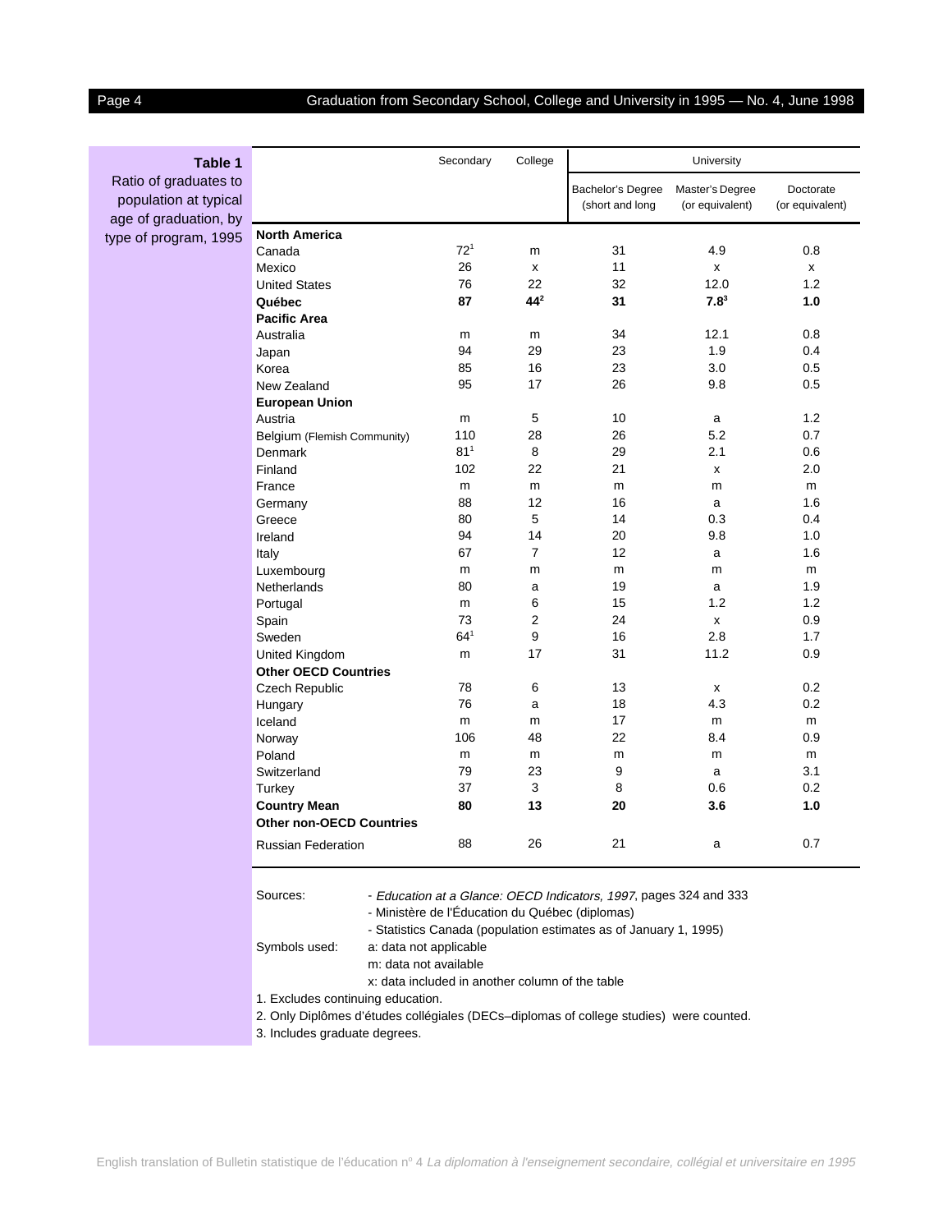**Table 1**
Ratio of graduates to population at typical age of graduation, by type of program, 1995

| | Secondary | College | University | | |
|---|---|---|---|---|---|
| | | | Bachelor's Degree (short and long | Master's Degree (or equivalent) | Doctorate (or equivalent) |
| **North America** | | | | | |
| Canada | 72[1] | m | 31 | 4.9 | 0.8 |
| Mexico | 26 | x | 11 | x | x |
| United States | 76 | 22 | 32 | 12.0 | 1.2 |
| **Québec** | **87** | **44[2]** | **31** | **7.8[3]** | **1.0** |
| **Pacific Area** | | | | | |
| Australia | m | m | 34 | 12.1 | 0.8 |
| Japan | 94 | 29 | 23 | 1.9 | 0.4 |
| Korea | 85 | 16 | 23 | 3.0 | 0.5 |
| New Zealand | 95 | 17 | 26 | 9.8 | 0.5 |
| **European Union** | | | | | |
| Austria | m | 5 | 10 | a | 1.2 |
| Belgium (Flemish Community) | 110 | 28 | 26 | 5.2 | 0.7 |
| Denmark | 81[1] | 8 | 29 | 2.1 | 0.6 |
| Finland | 102 | 22 | 21 | x | 2.0 |
| France | m | m | m | m | m |
| Germany | 88 | 12 | 16 | a | 1.6 |
| Greece | 80 | 5 | 14 | 0.3 | 0.4 |
| Ireland | 94 | 14 | 20 | 9.8 | 1.0 |
| Italy | 67 | 7 | 12 | a | 1.6 |
| Luxembourg | m | m | m | m | m |
| Netherlands | 80 | a | 19 | a | 1.9 |
| Portugal | m | 6 | 15 | 1.2 | 1.2 |
| Spain | 73 | 2 | 24 | x | 0.9 |
| Sweden | 64[1] | 9 | 16 | 2.8 | 1.7 |
| United Kingdom | m | 17 | 31 | 11.2 | 0.9 |
| **Other OECD Countries** | | | | | |
| Czech Republic | 78 | 6 | 13 | x | 0.2 |
| Hungary | 76 | a | 18 | 4.3 | 0.2 |
| Iceland | m | m | 17 | m | m |
| Norway | 106 | 48 | 22 | 8.4 | 0.9 |
| Poland | m | m | m | m | m |
| Switzerland | 79 | 23 | 9 | a | 3.1 |
| Turkey | 37 | 3 | 8 | 0.6 | 0.2 |
| **Country Mean** | **80** | **13** | **20** | **3.6** | **1.0** |
| **Other non-OECD Countries** | | | | | |
| Russian Federation | 88 | 26 | 21 | a | 0.7 |

Sources:
- *Education at a Glance: OECD Indicators, 1997*, pages 324 and 333
- Ministère de l'Éducation du Québec (diplomas)
- Statistics Canada (population estimates as of January 1, 1995)

Symbols used:
a: data not applicable
m: data not available
x: data included in another column of the table

1. Excludes continuing education.
2. Only Diplômes d'études collégiales (DECs–diplomas of college studies) were counted.
3. Includes graduate degrees.

English translation of Bulletin statistique de l'éducation n° 4 *La diplomation à l'enseignement secondaire, collégial et universitaire en 1995*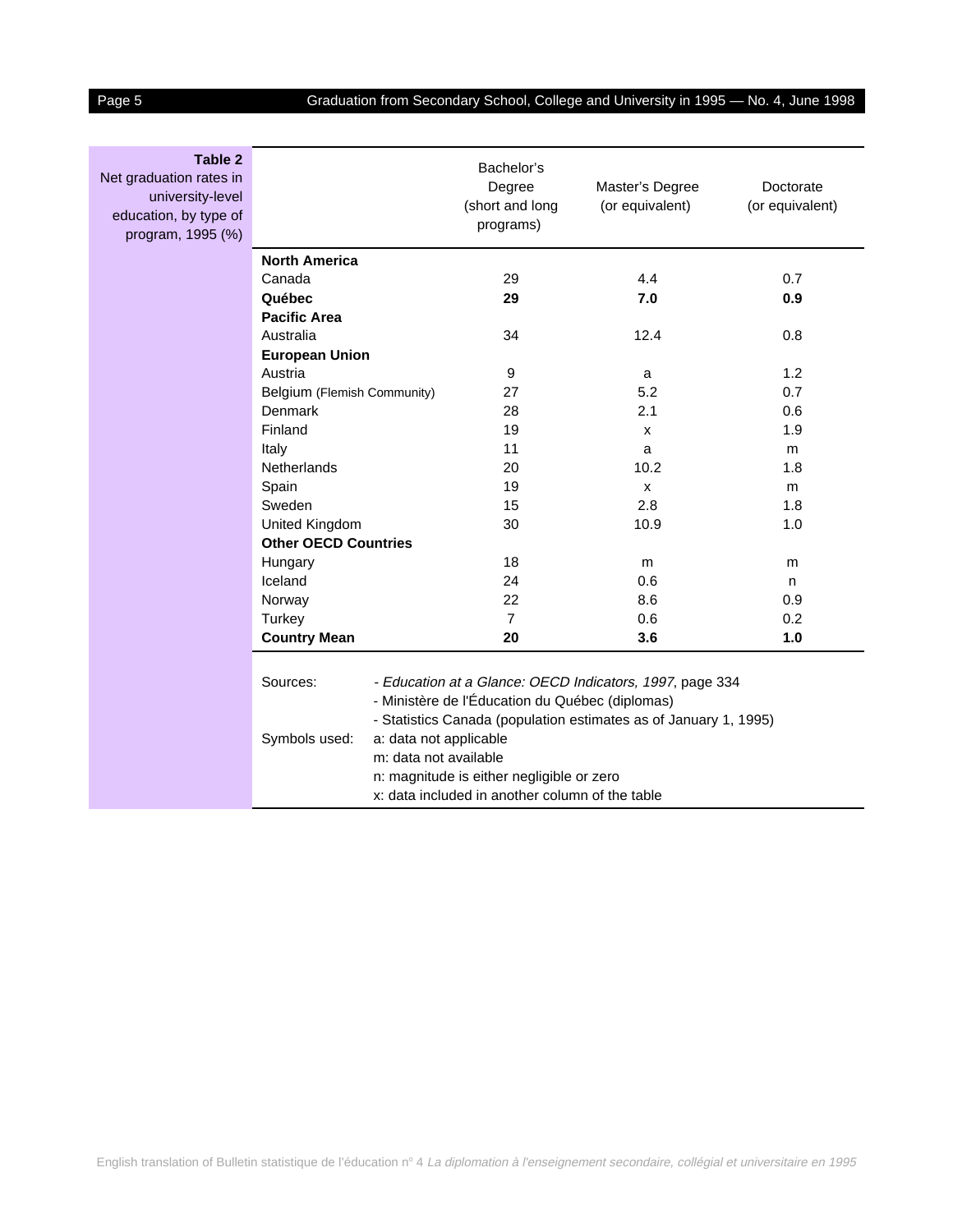**Table 2**
Net graduation rates in university-level education, by type of program, 1995 (%)

| | Bachelor's Degree (short and long programs) | Master's Degree (or equivalent) | Doctorate (or equivalent) |
|---|---|---|---|
| **North America** | | | |
| Canada | 29 | 4.4 | 0.7 |
| **Québec** | **29** | **7.0** | **0.9** |
| **Pacific Area** | | | |
| Australia | 34 | 12.4 | 0.8 |
| **European Union** | | | |
| Austria | 9 | a | 1.2 |
| Belgium (Flemish Community) | 27 | 5.2 | 0.7 |
| Denmark | 28 | 2.1 | 0.6 |
| Finland | 19 | x | 1.9 |
| Italy | 11 | a | m |
| Netherlands | 20 | 10.2 | 1.8 |
| Spain | 19 | x | m |
| Sweden | 15 | 2.8 | 1.8 |
| United Kingdom | 30 | 10.9 | 1.0 |
| **Other OECD Countries** | | | |
| Hungary | 18 | m | m |
| Iceland | 24 | 0.6 | n |
| Norway | 22 | 8.6 | 0.9 |
| Turkey | 7 | 0.6 | 0.2 |
| **Country Mean** | **20** | **3.6** | **1.0** |

Sources:
- *Education at a Glance: OECD Indicators, 1997*, page 334
- Ministère de l'Éducation du Québec (diplomas)
- Statistics Canada (population estimates as of January 1, 1995)

Symbols used:
a: data not applicable
m: data not available
n: magnitude is either negligible or zero
x: data included in another column of the table